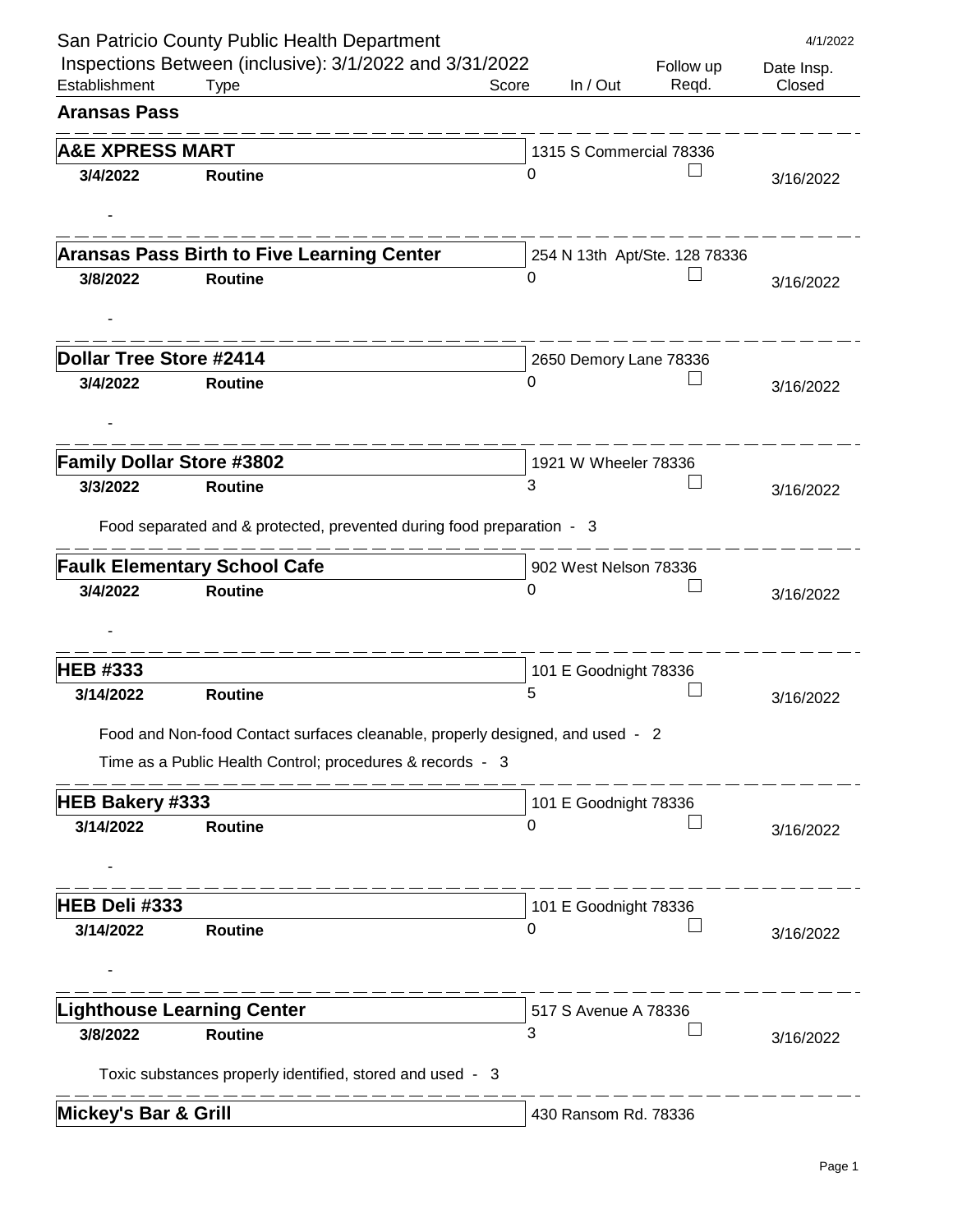San Patricio County Public Health Department

4/1/2022

Inspections Between (inclusive): 3/1/2022 and 3/31/2022

| Establishment | Type | Score | In / Out | Follow up Reqd. | Date Insp. Closed |
|---|---|---|---|---|---|

## Aransas Pass

**A&E XPRESS MART** — 1315 S Commercial 78336

| **3/4/2022** | **Routine** | 0 | | ☐ | 3/16/2022 |
|---|---|---|---|---|---|

-

**Aransas Pass Birth to Five Learning Center** — 254 N 13th Apt/Ste. 128 78336

| **3/8/2022** | **Routine** | 0 | | ☐ | 3/16/2022 |
|---|---|---|---|---|---|

-

**Dollar Tree Store #2414** — 2650 Demory Lane 78336

| **3/4/2022** | **Routine** | 0 | | ☐ | 3/16/2022 |
|---|---|---|---|---|---|

-

**Family Dollar Store #3802** — 1921 W Wheeler 78336

| **3/3/2022** | **Routine** | 3 | | ☐ | 3/16/2022 |
|---|---|---|---|---|---|

Food separated and & protected, prevented during food preparation - 3

**Faulk Elementary School Cafe** — 902 West Nelson 78336

| **3/4/2022** | **Routine** | 0 | | ☐ | 3/16/2022 |
|---|---|---|---|---|---|

-

**HEB #333** — 101 E Goodnight 78336

| **3/14/2022** | **Routine** | 5 | | ☐ | 3/16/2022 |
|---|---|---|---|---|---|

Food and Non-food Contact surfaces cleanable, properly designed, and used - 2

Time as a Public Health Control; procedures & records - 3

**HEB Bakery #333** — 101 E Goodnight 78336

| **3/14/2022** | **Routine** | 0 | | ☐ | 3/16/2022 |
|---|---|---|---|---|---|

-

**HEB Deli #333** — 101 E Goodnight 78336

| **3/14/2022** | **Routine** | 0 | | ☐ | 3/16/2022 |
|---|---|---|---|---|---|

-

**Lighthouse Learning Center** — 517 S Avenue A 78336

| **3/8/2022** | **Routine** | 3 | | ☐ | 3/16/2022 |
|---|---|---|---|---|---|

Toxic substances properly identified, stored and used - 3

**Mickey's Bar & Grill** — 430 Ransom Rd. 78336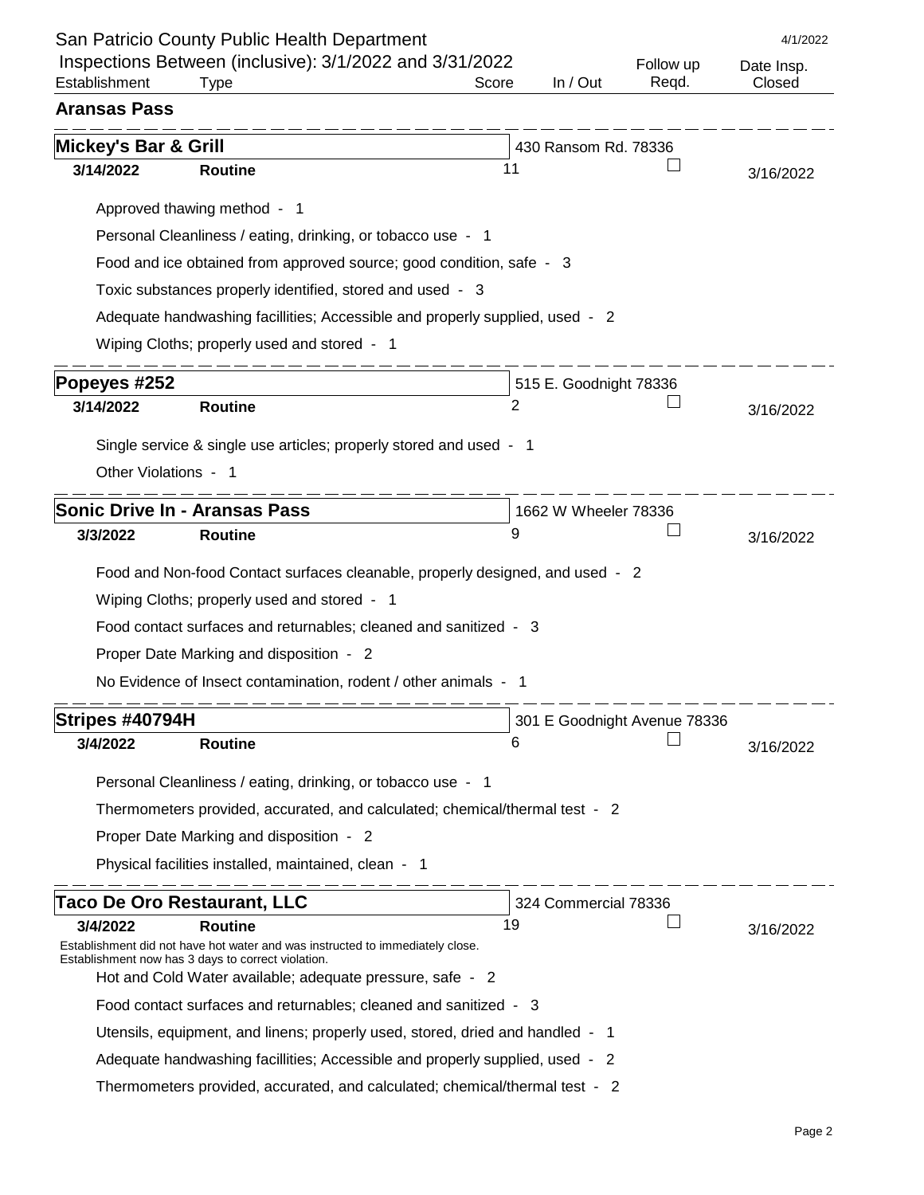San Patricio County Public Health Department

Inspections Between (inclusive): 3/1/2022 and 3/31/2022

4/1/2022

| Establishment | Type | Score | In / Out | Follow up Reqd. | Date Insp. Closed |
|---|---|---|---|---|---|

## Aransas Pass

### Mickey's Bar & Grill

430 Ransom Rd. 78336

| 3/14/2022 | Routine | 11 | ☐ | 3/16/2022 |
|---|---|---|---|---|

- Approved thawing method - 1
- Personal Cleanliness / eating, drinking, or tobacco use - 1
- Food and ice obtained from approved source; good condition, safe - 3
- Toxic substances properly identified, stored and used - 3
- Adequate handwashing facillities; Accessible and properly supplied, used - 2
- Wiping Cloths; properly used and stored - 1

### Popeyes #252

515 E. Goodnight 78336

| 3/14/2022 | Routine | 2 | ☐ | 3/16/2022 |
|---|---|---|---|---|

- Single service & single use articles; properly stored and used - 1
- Other Violations - 1

### Sonic Drive In - Aransas Pass

1662 W Wheeler 78336

| 3/3/2022 | Routine | 9 | ☐ | 3/16/2022 |
|---|---|---|---|---|

- Food and Non-food Contact surfaces cleanable, properly designed, and used - 2
- Wiping Cloths; properly used and stored - 1
- Food contact surfaces and returnables; cleaned and sanitized - 3
- Proper Date Marking and disposition - 2
- No Evidence of Insect contamination, rodent / other animals - 1

### Stripes #40794H

301 E Goodnight Avenue 78336

| 3/4/2022 | Routine | 6 | ☐ | 3/16/2022 |
|---|---|---|---|---|

- Personal Cleanliness / eating, drinking, or tobacco use - 1
- Thermometers provided, accurated, and calculated; chemical/thermal test - 2
- Proper Date Marking and disposition - 2
- Physical facilities installed, maintained, clean - 1

### Taco De Oro Restaurant, LLC

324 Commercial 78336

| 3/4/2022 | Routine | 19 | ☐ | 3/16/2022 |
|---|---|---|---|---|

Establishment did not have hot water and was instructed to immediately close. Establishment now has 3 days to correct violation.

- Hot and Cold Water available; adequate pressure, safe - 2
- Food contact surfaces and returnables; cleaned and sanitized - 3
- Utensils, equipment, and linens; properly used, stored, dried and handled - 1
- Adequate handwashing facillities; Accessible and properly supplied, used - 2
- Thermometers provided, accurated, and calculated; chemical/thermal test - 2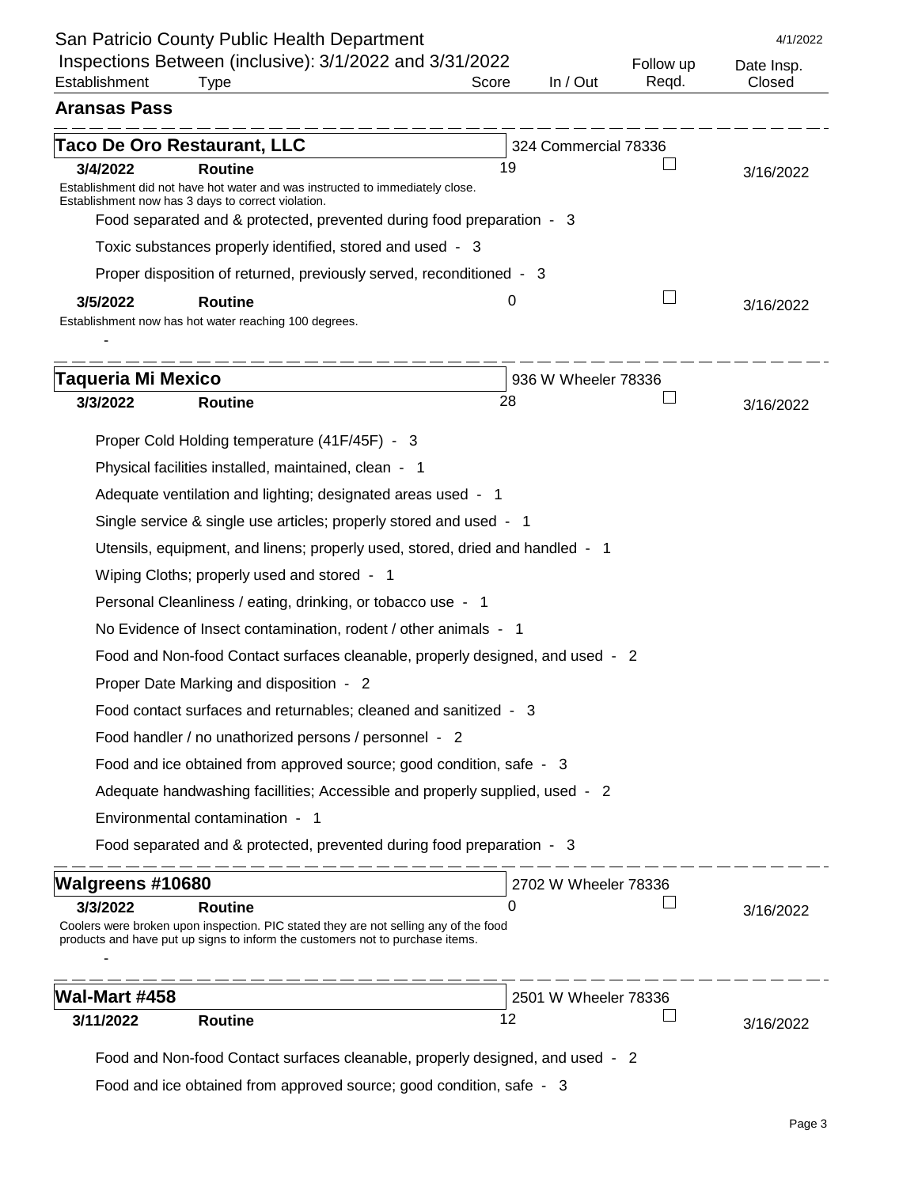San Patricio County Public Health Department

Inspections Between (inclusive): 3/1/2022 and 3/31/2022

4/1/2022

| Establishment | Type | Score | In / Out | Follow up Reqd. | Date Insp. Closed |
|---|---|---|---|---|---|

## Aransas Pass

### Taco De Oro Restaurant, LLC

324 Commercial 78336

| Date | Type | Score | Follow up Reqd. | Date Insp. Closed |
|---|---|---|---|---|
| 3/4/2022 | Routine | 19 | ☐ | 3/16/2022 |

Establishment did not have hot water and was instructed to immediately close.
Establishment now has 3 days to correct violation.

- Food separated and & protected, prevented during food preparation - 3
- Toxic substances properly identified, stored and used - 3
- Proper disposition of returned, previously served, reconditioned - 3

| Date | Type | Score | Follow up Reqd. | Date Insp. Closed |
|---|---|---|---|---|
| 3/5/2022 | Routine | 0 | ☐ | 3/16/2022 |

Establishment now has hot water reaching 100 degrees.

-

### Taqueria Mi Mexico

936 W Wheeler 78336

| Date | Type | Score | Follow up Reqd. | Date Insp. Closed |
|---|---|---|---|---|
| 3/3/2022 | Routine | 28 | ☐ | 3/16/2022 |

- Proper Cold Holding temperature (41F/45F) - 3
- Physical facilities installed, maintained, clean - 1
- Adequate ventilation and lighting; designated areas used - 1
- Single service & single use articles; properly stored and used - 1
- Utensils, equipment, and linens; properly used, stored, dried and handled - 1
- Wiping Cloths; properly used and stored - 1
- Personal Cleanliness / eating, drinking, or tobacco use - 1
- No Evidence of Insect contamination, rodent / other animals - 1
- Food and Non-food Contact surfaces cleanable, properly designed, and used - 2
- Proper Date Marking and disposition - 2
- Food contact surfaces and returnables; cleaned and sanitized - 3
- Food handler / no unathorized persons / personnel - 2
- Food and ice obtained from approved source; good condition, safe - 3
- Adequate handwashing facillities; Accessible and properly supplied, used - 2
- Environmental contamination - 1
- Food separated and & protected, prevented during food preparation - 3

### Walgreens #10680

2702 W Wheeler 78336

| Date | Type | Score | Follow up Reqd. | Date Insp. Closed |
|---|---|---|---|---|
| 3/3/2022 | Routine | 0 | ☐ | 3/16/2022 |

Coolers were broken upon inspection. PIC stated they are not selling any of the food products and have put up signs to inform the customers not to purchase items.

-

### Wal-Mart #458

2501 W Wheeler 78336

| Date | Type | Score | Follow up Reqd. | Date Insp. Closed |
|---|---|---|---|---|
| 3/11/2022 | Routine | 12 | ☐ | 3/16/2022 |

- Food and Non-food Contact surfaces cleanable, properly designed, and used - 2
- Food and ice obtained from approved source; good condition, safe - 3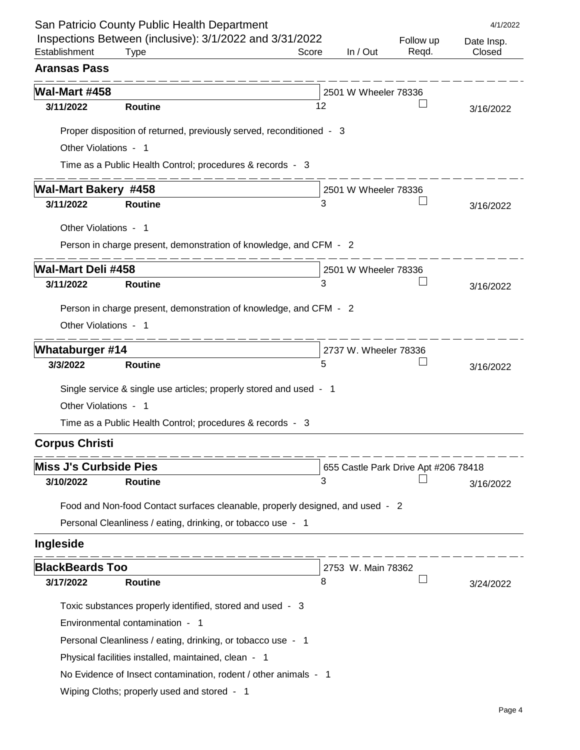San Patricio County Public Health Department

Inspections Between (inclusive): 3/1/2022 and 3/31/2022

4/1/2022

| Establishment | Type | Score | In / Out | Follow up Reqd. | Date Insp. Closed |
|---|---|---|---|---|---|

## Aransas Pass

**Wal-Mart #458** — 2501 W Wheeler 78336

| **3/11/2022** | **Routine** | 12 | | ☐ | 3/16/2022 |
|---|---|---|---|---|---|

- Proper disposition of returned, previously served, reconditioned - 3
- Other Violations - 1
- Time as a Public Health Control; procedures & records - 3

**Wal-Mart Bakery #458** — 2501 W Wheeler 78336

| **3/11/2022** | **Routine** | 3 | | ☐ | 3/16/2022 |
|---|---|---|---|---|---|

- Other Violations - 1
- Person in charge present, demonstration of knowledge, and CFM - 2

**Wal-Mart Deli #458** — 2501 W Wheeler 78336

| **3/11/2022** | **Routine** | 3 | | ☐ | 3/16/2022 |
|---|---|---|---|---|---|

- Person in charge present, demonstration of knowledge, and CFM - 2
- Other Violations - 1

**Whataburger #14** — 2737 W. Wheeler 78336

| **3/3/2022** | **Routine** | 5 | | ☐ | 3/16/2022 |
|---|---|---|---|---|---|

- Single service & single use articles; properly stored and used - 1
- Other Violations - 1
- Time as a Public Health Control; procedures & records - 3

## Corpus Christi

**Miss J's Curbside Pies** — 655 Castle Park Drive Apt #206 78418

| **3/10/2022** | **Routine** | 3 | | ☐ | 3/16/2022 |
|---|---|---|---|---|---|

- Food and Non-food Contact surfaces cleanable, properly designed, and used - 2
- Personal Cleanliness / eating, drinking, or tobacco use - 1

## Ingleside

**BlackBeards Too** — 2753 W. Main 78362

| **3/17/2022** | **Routine** | 8 | | ☐ | 3/24/2022 |
|---|---|---|---|---|---|

- Toxic substances properly identified, stored and used - 3
- Environmental contamination - 1
- Personal Cleanliness / eating, drinking, or tobacco use - 1
- Physical facilities installed, maintained, clean - 1
- No Evidence of Insect contamination, rodent / other animals - 1
- Wiping Cloths; properly used and stored - 1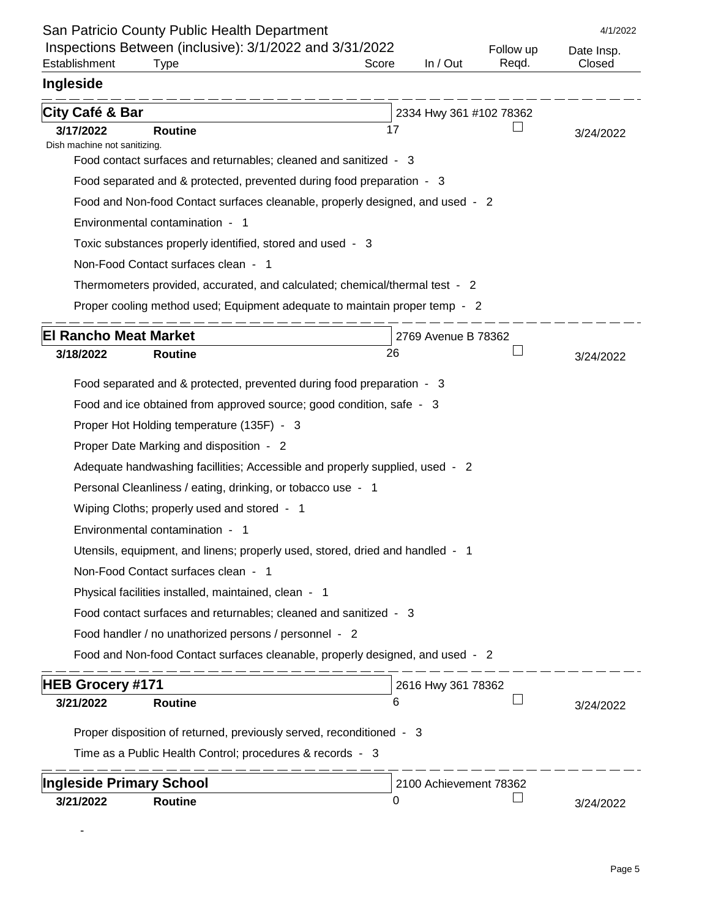San Patricio County Public Health Department

Inspections Between (inclusive): 3/1/2022 and 3/31/2022

| Establishment | Type | Score | In / Out | Follow up Reqd. | Date Insp. Closed |
|---|---|---|---|---|---|

## Ingleside

**City Café & Bar** — 2334 Hwy 361 #102 78362

| **3/17/2022** | **Routine** | 17 | | ☐ | 3/24/2022 |
|---|---|---|---|---|---|

Dish machine not sanitizing.

- Food contact surfaces and returnables; cleaned and sanitized - 3
- Food separated and & protected, prevented during food preparation - 3
- Food and Non-food Contact surfaces cleanable, properly designed, and used - 2
- Environmental contamination - 1
- Toxic substances properly identified, stored and used - 3
- Non-Food Contact surfaces clean - 1
- Thermometers provided, accurated, and calculated; chemical/thermal test - 2
- Proper cooling method used; Equipment adequate to maintain proper temp - 2

**El Rancho Meat Market** — 2769 Avenue B 78362

| **3/18/2022** | **Routine** | 26 | | ☐ | 3/24/2022 |
|---|---|---|---|---|---|

- Food separated and & protected, prevented during food preparation - 3
- Food and ice obtained from approved source; good condition, safe - 3
- Proper Hot Holding temperature (135F) - 3
- Proper Date Marking and disposition - 2
- Adequate handwashing facillities; Accessible and properly supplied, used - 2
- Personal Cleanliness / eating, drinking, or tobacco use - 1
- Wiping Cloths; properly used and stored - 1
- Environmental contamination - 1
- Utensils, equipment, and linens; properly used, stored, dried and handled - 1
- Non-Food Contact surfaces clean - 1
- Physical facilities installed, maintained, clean - 1
- Food contact surfaces and returnables; cleaned and sanitized - 3
- Food handler / no unathorized persons / personnel - 2
- Food and Non-food Contact surfaces cleanable, properly designed, and used - 2

**HEB Grocery #171** — 2616 Hwy 361 78362

| **3/21/2022** | **Routine** | 6 | | ☐ | 3/24/2022 |
|---|---|---|---|---|---|

- Proper disposition of returned, previously served, reconditioned - 3
- Time as a Public Health Control; procedures & records - 3

**Ingleside Primary School** — 2100 Achievement 78362

| **3/21/2022** | **Routine** | 0 | | ☐ | 3/24/2022 |
|---|---|---|---|---|---|

-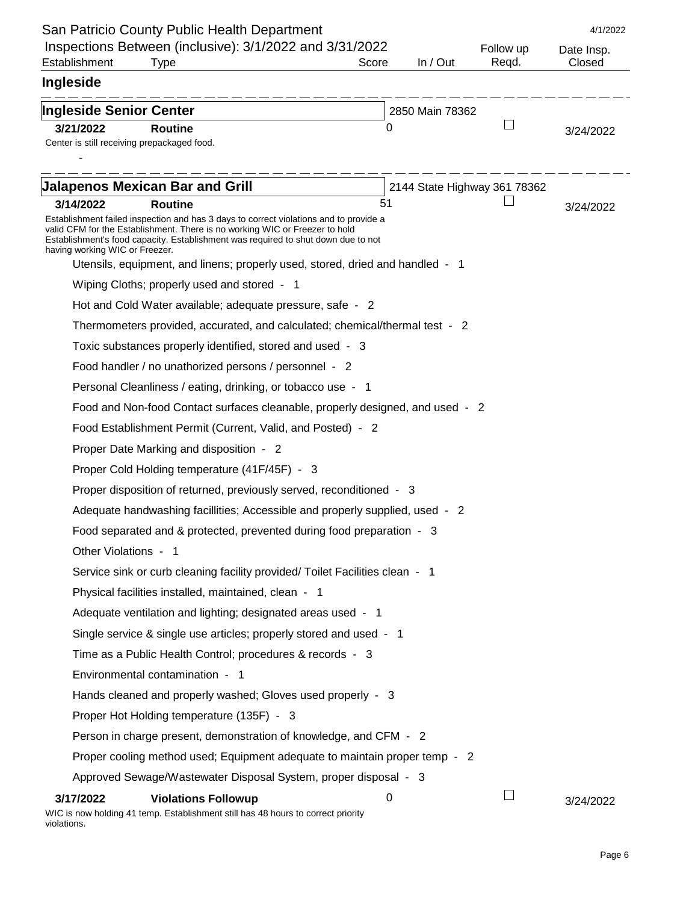San Patricio County Public Health Department

Inspections Between (inclusive): 3/1/2022 and 3/31/2022

4/1/2022

| Establishment | Type | Score | In / Out | Follow up Reqd. | Date Insp. Closed |
|---|---|---|---|---|---|

## Ingleside

### Ingleside Senior Center

2850 Main 78362

| Date | Type | Score | Follow up Reqd. | Date Insp. Closed |
|---|---|---|---|---|
| **3/21/2022** | **Routine** | 0 | ☐ | 3/24/2022 |

Center is still receiving prepackaged food.

-

### Jalapenos Mexican Bar and Grill

2144 State Highway 361 78362

| Date | Type | Score | Follow up Reqd. | Date Insp. Closed |
|---|---|---|---|---|
| **3/14/2022** | **Routine** | 51 | ☐ | 3/24/2022 |

Establishment failed inspection and has 3 days to correct violations and to provide a valid CFM for the Establishment. There is no working WIC or Freezer to hold Establishment's food capacity. Establishment was required to shut down due to not having working WIC or Freezer.

- Utensils, equipment, and linens; properly used, stored, dried and handled - 1
- Wiping Cloths; properly used and stored - 1
- Hot and Cold Water available; adequate pressure, safe - 2
- Thermometers provided, accurated, and calculated; chemical/thermal test - 2
- Toxic substances properly identified, stored and used - 3
- Food handler / no unathorized persons / personnel - 2
- Personal Cleanliness / eating, drinking, or tobacco use - 1
- Food and Non-food Contact surfaces cleanable, properly designed, and used - 2
- Food Establishment Permit (Current, Valid, and Posted) - 2
- Proper Date Marking and disposition - 2
- Proper Cold Holding temperature (41F/45F) - 3
- Proper disposition of returned, previously served, reconditioned - 3
- Adequate handwashing facillities; Accessible and properly supplied, used - 2
- Food separated and & protected, prevented during food preparation - 3
- Other Violations - 1
- Service sink or curb cleaning facility provided/ Toilet Facilities clean - 1
- Physical facilities installed, maintained, clean - 1
- Adequate ventilation and lighting; designated areas used - 1
- Single service & single use articles; properly stored and used - 1
- Time as a Public Health Control; procedures & records - 3
- Environmental contamination - 1
- Hands cleaned and properly washed; Gloves used properly - 3
- Proper Hot Holding temperature (135F) - 3
- Person in charge present, demonstration of knowledge, and CFM - 2
- Proper cooling method used; Equipment adequate to maintain proper temp - 2
- Approved Sewage/Wastewater Disposal System, proper disposal - 3

| Date | Type | Score | Follow up Reqd. | Date Insp. Closed |
|---|---|---|---|---|
| **3/17/2022** | **Violations Followup** | 0 | ☐ | 3/24/2022 |

WIC is now holding 41 temp. Establishment still has 48 hours to correct priority violations.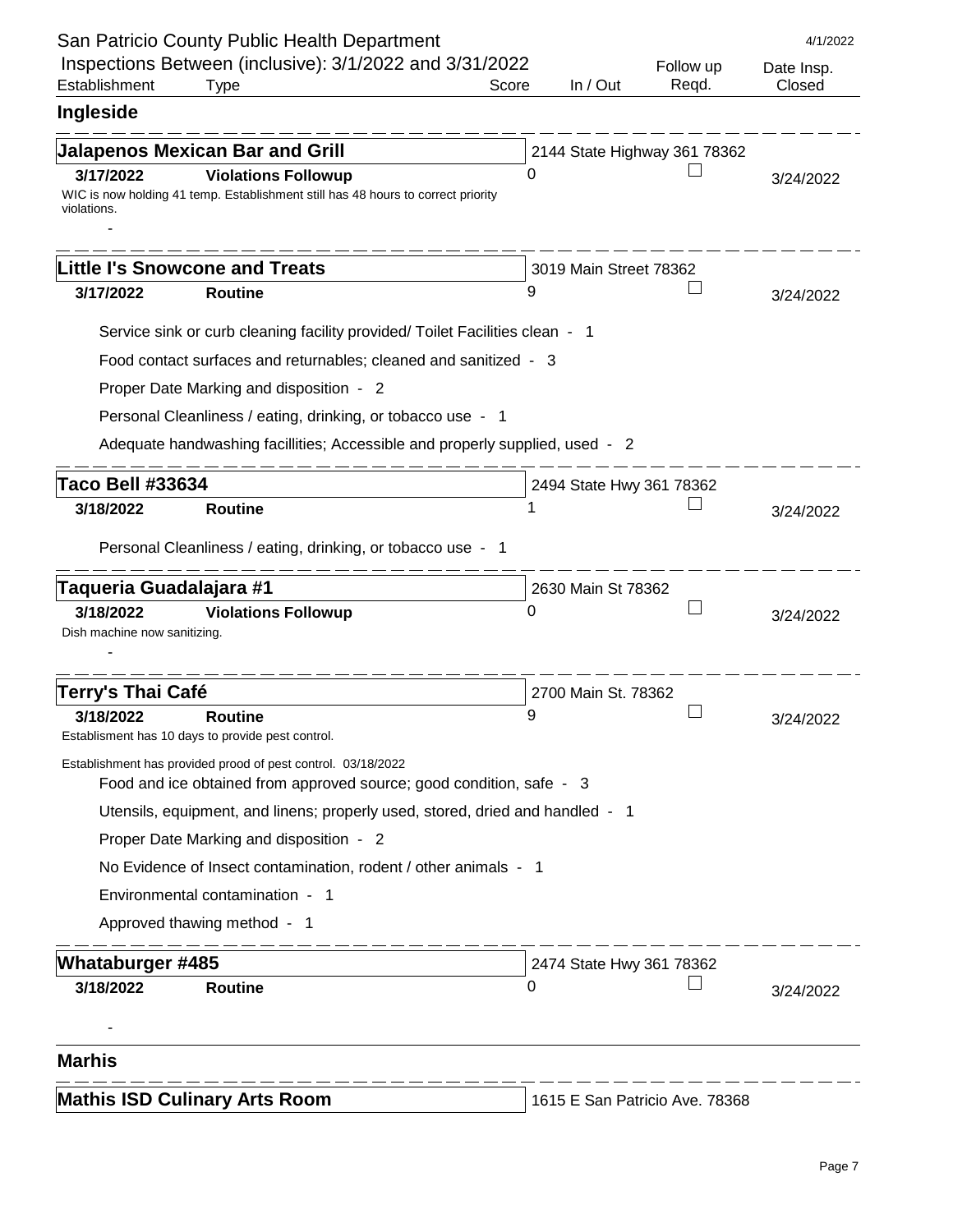San Patricio County Public Health Department

Inspections Between (inclusive): 3/1/2022 and 3/31/2022

4/1/2022

| Establishment | Type | Score | In / Out | Follow up Reqd. | Date Insp. Closed |
|---|---|---|---|---|---|

## Ingleside

### Jalapenos Mexican Bar and Grill
2144 State Highway 361 78362

| 3/17/2022 | Violations Followup | 0 | | ☐ | 3/24/2022 |
|---|---|---|---|---|---|

WIC is now holding 41 temp. Establishment still has 48 hours to correct priority violations.

-

### Little I's Snowcone and Treats
3019 Main Street 78362

| 3/17/2022 | Routine | 9 | | ☐ | 3/24/2022 |
|---|---|---|---|---|---|

- Service sink or curb cleaning facility provided/ Toilet Facilities clean - 1
- Food contact surfaces and returnables; cleaned and sanitized - 3
- Proper Date Marking and disposition - 2
- Personal Cleanliness / eating, drinking, or tobacco use - 1
- Adequate handwashing facillities; Accessible and properly supplied, used - 2

### Taco Bell #33634
2494 State Hwy 361 78362

| 3/18/2022 | Routine | 1 | | ☐ | 3/24/2022 |
|---|---|---|---|---|---|

- Personal Cleanliness / eating, drinking, or tobacco use - 1

### Taqueria Guadalajara #1
2630 Main St 78362

| 3/18/2022 | Violations Followup | 0 | | ☐ | 3/24/2022 |
|---|---|---|---|---|---|

Dish machine now sanitizing.

-

### Terry's Thai Café
2700 Main St. 78362

| 3/18/2022 | Routine | 9 | | ☐ | 3/24/2022 |
|---|---|---|---|---|---|

Establisment has 10 days to provide pest control.

Establishment has provided prood of pest control. 03/18/2022

- Food and ice obtained from approved source; good condition, safe - 3
- Utensils, equipment, and linens; properly used, stored, dried and handled - 1
- Proper Date Marking and disposition - 2
- No Evidence of Insect contamination, rodent / other animals - 1
- Environmental contamination - 1
- Approved thawing method - 1

### Whataburger #485
2474 State Hwy 361 78362

| 3/18/2022 | Routine | 0 | | ☐ | 3/24/2022 |
|---|---|---|---|---|---|

-

## Marhis

### Mathis ISD Culinary Arts Room
1615 E San Patricio Ave. 78368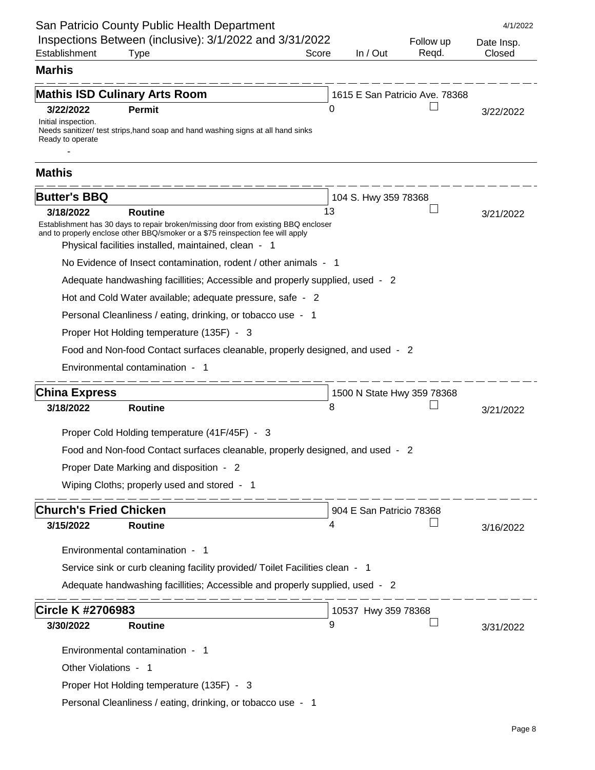San Patricio County Public Health Department

4/1/2022

Inspections Between (inclusive): 3/1/2022 and 3/31/2022

| Establishment | Type | Score | In / Out | Follow up Reqd. | Date Insp. Closed |
|---|---|---|---|---|---|

## Marhis

### Mathis ISD Culinary Arts Room

1615 E San Patricio Ave. 78368

| **3/22/2022** | **Permit** | 0 | | ☐ | 3/22/2022 |
|---|---|---|---|---|---|

Initial inspection.
Needs sanitizer/ test strips,hand soap and hand washing signs at all hand sinks
Ready to operate

-

## Mathis

### Butter's BBQ

104 S. Hwy 359 78368

| **3/18/2022** | **Routine** | 13 | | ☐ | 3/21/2022 |
|---|---|---|---|---|---|

Establishment has 30 days to repair broken/missing door from existing BBQ encloser and to properly enclose other BBQ/smoker or a $75 reinspection fee will apply

- Physical facilities installed, maintained, clean - 1
- No Evidence of Insect contamination, rodent / other animals - 1
- Adequate handwashing facillities; Accessible and properly supplied, used - 2
- Hot and Cold Water available; adequate pressure, safe - 2
- Personal Cleanliness / eating, drinking, or tobacco use - 1
- Proper Hot Holding temperature (135F) - 3
- Food and Non-food Contact surfaces cleanable, properly designed, and used - 2
- Environmental contamination - 1

### China Express

1500 N State Hwy 359 78368

| **3/18/2022** | **Routine** | 8 | | ☐ | 3/21/2022 |
|---|---|---|---|---|---|

- Proper Cold Holding temperature (41F/45F) - 3
- Food and Non-food Contact surfaces cleanable, properly designed, and used - 2
- Proper Date Marking and disposition - 2
- Wiping Cloths; properly used and stored - 1

### Church's Fried Chicken

904 E San Patricio 78368

| **3/15/2022** | **Routine** | 4 | | ☐ | 3/16/2022 |
|---|---|---|---|---|---|

- Environmental contamination - 1
- Service sink or curb cleaning facility provided/ Toilet Facilities clean - 1
- Adequate handwashing facillities; Accessible and properly supplied, used - 2

### Circle K #2706983

10537 Hwy 359 78368

| **3/30/2022** | **Routine** | 9 | | ☐ | 3/31/2022 |
|---|---|---|---|---|---|

- Environmental contamination - 1
- Other Violations - 1
- Proper Hot Holding temperature (135F) - 3
- Personal Cleanliness / eating, drinking, or tobacco use - 1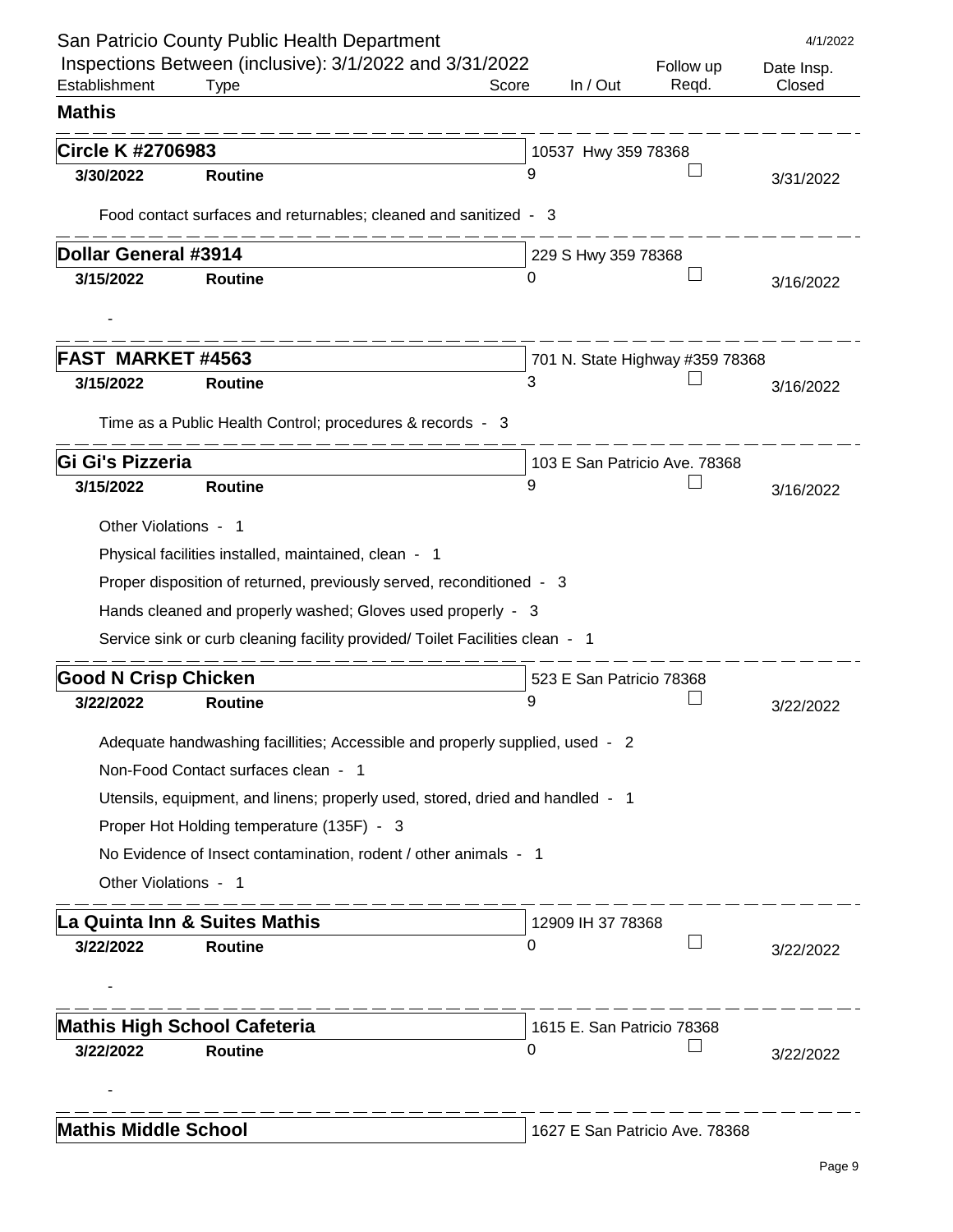San Patricio County Public Health Department

Inspections Between (inclusive): 3/1/2022 and 3/31/2022

4/1/2022

| Establishment | Type | Score | In / Out | Follow up Reqd. | Date Insp. Closed |
|---|---|---|---|---|---|

## Mathis

**Circle K #2706983** — 10537 Hwy 359 78368

| Date | Type | Score | In / Out | Follow up Reqd. | Date Insp. Closed |
|---|---|---|---|---|---|
| 3/30/2022 | Routine | 9 | | ☐ | 3/31/2022 |

Food contact surfaces and returnables; cleaned and sanitized - 3

**Dollar General #3914** — 229 S Hwy 359 78368

| Date | Type | Score | In / Out | Follow up Reqd. | Date Insp. Closed |
|---|---|---|---|---|---|
| 3/15/2022 | Routine | 0 | | ☐ | 3/16/2022 |

-

**FAST MARKET #4563** — 701 N. State Highway #359 78368

| Date | Type | Score | In / Out | Follow up Reqd. | Date Insp. Closed |
|---|---|---|---|---|---|
| 3/15/2022 | Routine | 3 | | ☐ | 3/16/2022 |

Time as a Public Health Control; procedures & records - 3

**Gi Gi's Pizzeria** — 103 E San Patricio Ave. 78368

| Date | Type | Score | In / Out | Follow up Reqd. | Date Insp. Closed |
|---|---|---|---|---|---|
| 3/15/2022 | Routine | 9 | | ☐ | 3/16/2022 |

Other Violations - 1

Physical facilities installed, maintained, clean - 1

Proper disposition of returned, previously served, reconditioned - 3

Hands cleaned and properly washed; Gloves used properly - 3

Service sink or curb cleaning facility provided/ Toilet Facilities clean - 1

**Good N Crisp Chicken** — 523 E San Patricio 78368

| Date | Type | Score | In / Out | Follow up Reqd. | Date Insp. Closed |
|---|---|---|---|---|---|
| 3/22/2022 | Routine | 9 | | ☐ | 3/22/2022 |

Adequate handwashing facillities; Accessible and properly supplied, used - 2

Non-Food Contact surfaces clean - 1

Utensils, equipment, and linens; properly used, stored, dried and handled - 1

Proper Hot Holding temperature (135F) - 3

No Evidence of Insect contamination, rodent / other animals - 1

Other Violations - 1

**La Quinta Inn & Suites Mathis** — 12909 IH 37 78368

| Date | Type | Score | In / Out | Follow up Reqd. | Date Insp. Closed |
|---|---|---|---|---|---|
| 3/22/2022 | Routine | 0 | | ☐ | 3/22/2022 |

-

**Mathis High School Cafeteria** — 1615 E. San Patricio 78368

| Date | Type | Score | In / Out | Follow up Reqd. | Date Insp. Closed |
|---|---|---|---|---|---|
| 3/22/2022 | Routine | 0 | | ☐ | 3/22/2022 |

-

**Mathis Middle School** — 1627 E San Patricio Ave. 78368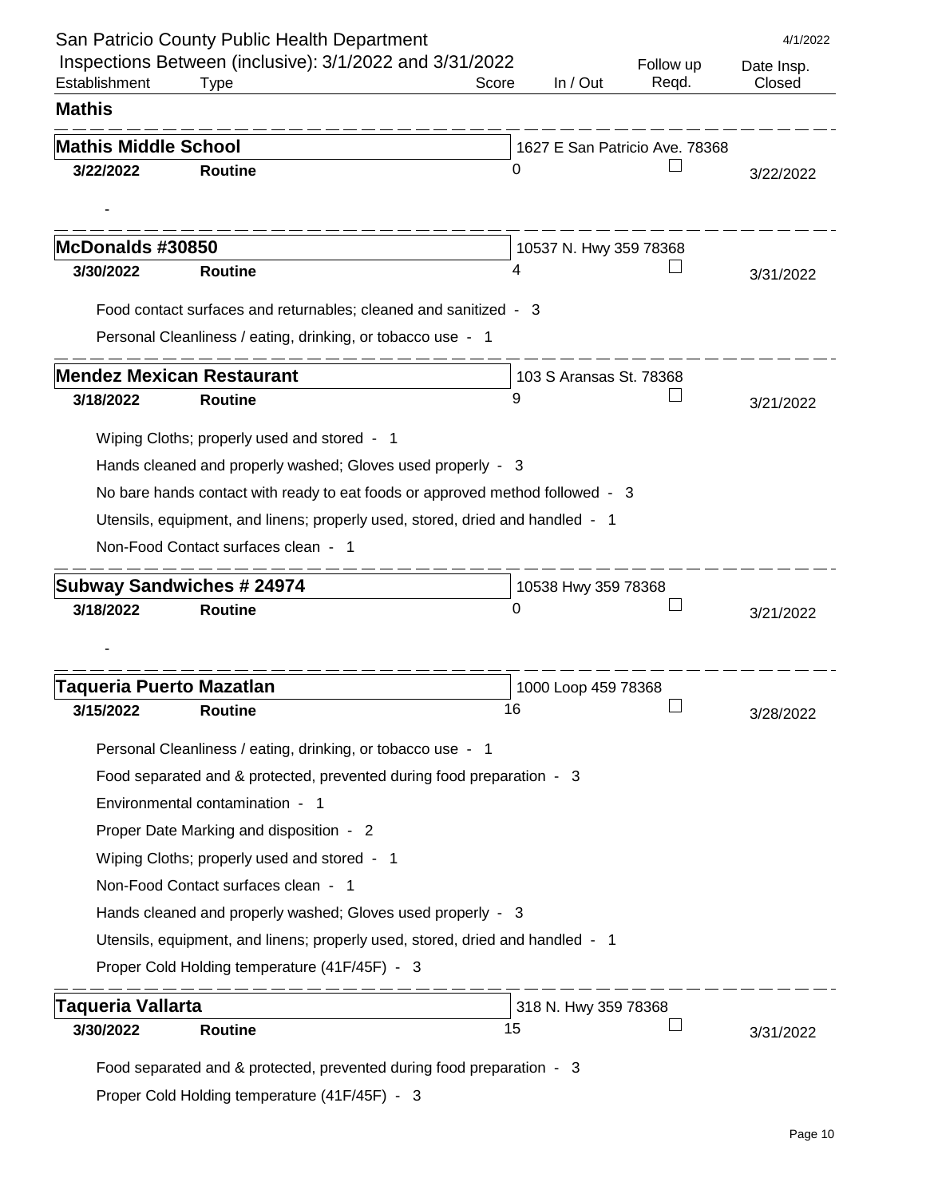San Patricio County Public Health Department

Inspections Between (inclusive): 3/1/2022 and 3/31/2022

| Establishment | Type | Score | In / Out | Follow up Reqd. | Date Insp. Closed |
|---|---|---|---|---|---|

## Mathis

### Mathis Middle School
1627 E San Patricio Ave. 78368

| Date | Type | Score | Follow up Reqd. | Date Insp. Closed |
|---|---|---|---|---|
| **3/22/2022** | **Routine** | 0 | ☐ | 3/22/2022 |

-

### McDonalds #30850
10537 N. Hwy 359 78368

| Date | Type | Score | Follow up Reqd. | Date Insp. Closed |
|---|---|---|---|---|
| **3/30/2022** | **Routine** | 4 | ☐ | 3/31/2022 |

Food contact surfaces and returnables; cleaned and sanitized - 3

Personal Cleanliness / eating, drinking, or tobacco use - 1

### Mendez Mexican Restaurant
103 S Aransas St. 78368

| Date | Type | Score | Follow up Reqd. | Date Insp. Closed |
|---|---|---|---|---|
| **3/18/2022** | **Routine** | 9 | ☐ | 3/21/2022 |

Wiping Cloths; properly used and stored - 1

Hands cleaned and properly washed; Gloves used properly - 3

No bare hands contact with ready to eat foods or approved method followed - 3

Utensils, equipment, and linens; properly used, stored, dried and handled - 1

Non-Food Contact surfaces clean - 1

### Subway Sandwiches # 24974
10538 Hwy 359 78368

| Date | Type | Score | Follow up Reqd. | Date Insp. Closed |
|---|---|---|---|---|
| **3/18/2022** | **Routine** | 0 | ☐ | 3/21/2022 |

-

### Taqueria Puerto Mazatlan
1000 Loop 459 78368

| Date | Type | Score | Follow up Reqd. | Date Insp. Closed |
|---|---|---|---|---|
| **3/15/2022** | **Routine** | 16 | ☐ | 3/28/2022 |

Personal Cleanliness / eating, drinking, or tobacco use - 1

Food separated and & protected, prevented during food preparation - 3

Environmental contamination - 1

Proper Date Marking and disposition - 2

Wiping Cloths; properly used and stored - 1

Non-Food Contact surfaces clean - 1

Hands cleaned and properly washed; Gloves used properly - 3

Utensils, equipment, and linens; properly used, stored, dried and handled - 1

Proper Cold Holding temperature (41F/45F) - 3

### Taqueria Vallarta
318 N. Hwy 359 78368

| Date | Type | Score | Follow up Reqd. | Date Insp. Closed |
|---|---|---|---|---|
| **3/30/2022** | **Routine** | 15 | ☐ | 3/31/2022 |

Food separated and & protected, prevented during food preparation - 3

Proper Cold Holding temperature (41F/45F) - 3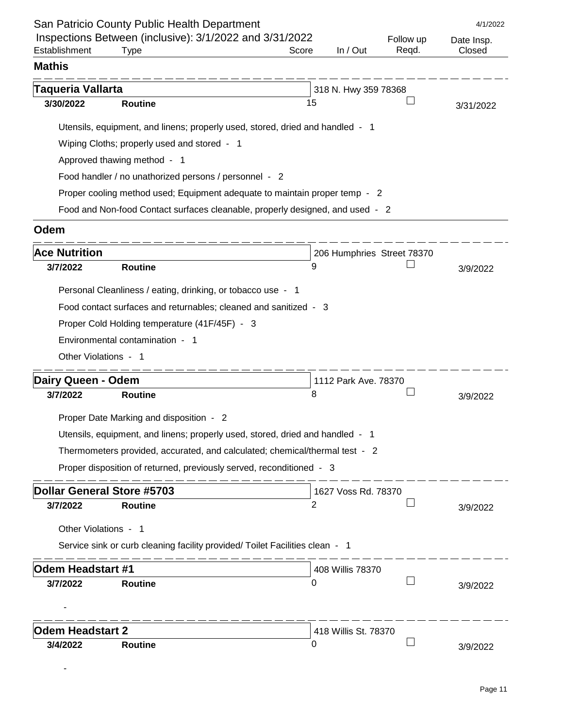San Patricio County Public Health Department

Inspections Between (inclusive): 3/1/2022 and 3/31/2022

4/1/2022

| Establishment | Type | Score | In / Out | Follow up Reqd. | Date Insp. Closed |
|---|---|---|---|---|---|

## Mathis

### Taqueria Vallarta

318 N. Hwy 359 78368

| 3/30/2022 | Routine | 15 | ☐ | 3/31/2022 |
|---|---|---|---|---|

- Utensils, equipment, and linens; properly used, stored, dried and handled - 1
- Wiping Cloths; properly used and stored - 1
- Approved thawing method - 1
- Food handler / no unathorized persons / personnel - 2
- Proper cooling method used; Equipment adequate to maintain proper temp - 2
- Food and Non-food Contact surfaces cleanable, properly designed, and used - 2

## Odem

### Ace Nutrition

206 Humphries Street 78370

| 3/7/2022 | Routine | 9 | ☐ | 3/9/2022 |
|---|---|---|---|---|

- Personal Cleanliness / eating, drinking, or tobacco use - 1
- Food contact surfaces and returnables; cleaned and sanitized - 3
- Proper Cold Holding temperature (41F/45F) - 3
- Environmental contamination - 1
- Other Violations - 1

### Dairy Queen - Odem

1112 Park Ave. 78370

| 3/7/2022 | Routine | 8 | ☐ | 3/9/2022 |
|---|---|---|---|---|

- Proper Date Marking and disposition - 2
- Utensils, equipment, and linens; properly used, stored, dried and handled - 1
- Thermometers provided, accurated, and calculated; chemical/thermal test - 2
- Proper disposition of returned, previously served, reconditioned - 3

### Dollar General Store #5703

1627 Voss Rd. 78370

| 3/7/2022 | Routine | 2 | ☐ | 3/9/2022 |
|---|---|---|---|---|

- Other Violations - 1
- Service sink or curb cleaning facility provided/ Toilet Facilities clean - 1

### Odem Headstart #1

408 Willis 78370

| 3/7/2022 | Routine | 0 | ☐ | 3/9/2022 |
|---|---|---|---|---|

-

### Odem Headstart 2

418 Willis St. 78370

| 3/4/2022 | Routine | 0 | ☐ | 3/9/2022 |
|---|---|---|---|---|

-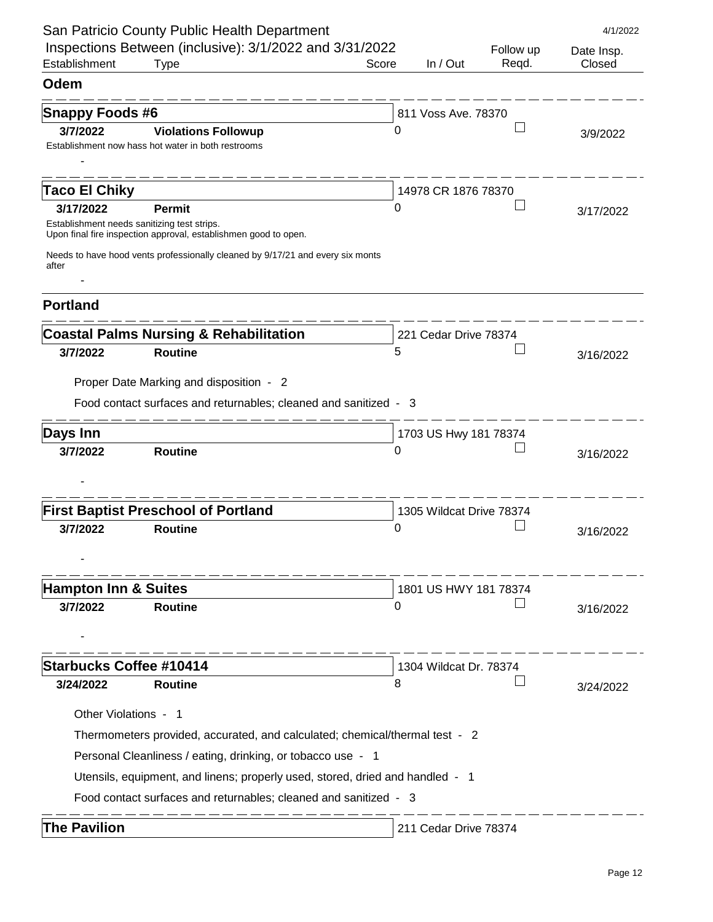San Patricio County Public Health Department

4/1/2022

Inspections Between (inclusive): 3/1/2022 and 3/31/2022

| Establishment | Type | Score | In / Out | Follow up Reqd. | Date Insp. Closed |
|---|---|---|---|---|---|

## Odem

### Snappy Foods #6

811 Voss Ave. 78370

| **3/7/2022** | **Violations Followup** | 0 | | ☐ | 3/9/2022 |
|---|---|---|---|---|---|

Establishment now hass hot water in both restrooms

-

### Taco El Chiky

14978 CR 1876 78370

| **3/17/2022** | **Permit** | 0 | | ☐ | 3/17/2022 |
|---|---|---|---|---|---|

Establishment needs sanitizing test strips.
Upon final fire inspection approval, establishmen good to open.

Needs to have hood vents professionally cleaned by 9/17/21 and every six monts after

-

## Portland

### Coastal Palms Nursing & Rehabilitation

221 Cedar Drive 78374

| **3/7/2022** | **Routine** | 5 | | ☐ | 3/16/2022 |
|---|---|---|---|---|---|

Proper Date Marking and disposition - 2

Food contact surfaces and returnables; cleaned and sanitized - 3

### Days Inn

1703 US Hwy 181 78374

| **3/7/2022** | **Routine** | 0 | | ☐ | 3/16/2022 |
|---|---|---|---|---|---|

-

### First Baptist Preschool of Portland

1305 Wildcat Drive 78374

| **3/7/2022** | **Routine** | 0 | | ☐ | 3/16/2022 |
|---|---|---|---|---|---|

-

### Hampton Inn & Suites

1801 US HWY 181 78374

| **3/7/2022** | **Routine** | 0 | | ☐ | 3/16/2022 |
|---|---|---|---|---|---|

-

### Starbucks Coffee #10414

1304 Wildcat Dr. 78374

| **3/24/2022** | **Routine** | 8 | | ☐ | 3/24/2022 |
|---|---|---|---|---|---|

Other Violations - 1

Thermometers provided, accurated, and calculated; chemical/thermal test - 2

Personal Cleanliness / eating, drinking, or tobacco use - 1

Utensils, equipment, and linens; properly used, stored, dried and handled - 1

Food contact surfaces and returnables; cleaned and sanitized - 3

### The Pavilion

211 Cedar Drive 78374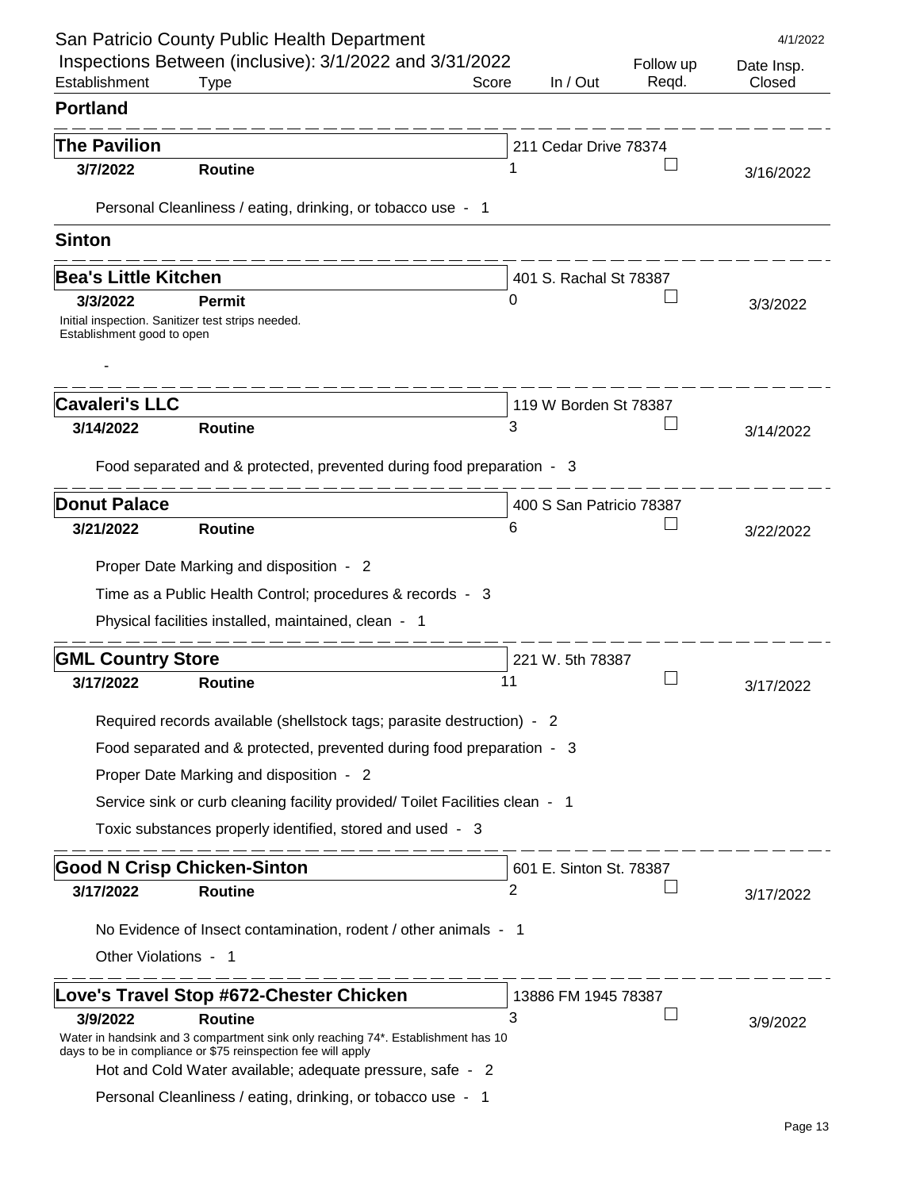San Patricio County Public Health Department

Inspections Between (inclusive): 3/1/2022 and 3/31/2022

4/1/2022

| Establishment | Type | Score | In / Out | Follow up Reqd. | Date Insp. Closed |
|---|---|---|---|---|---|

## Portland

### The Pavilion

211 Cedar Drive 78374

| 3/7/2022 | Routine | 1 | | ☐ | 3/16/2022 |
|---|---|---|---|---|---|

Personal Cleanliness / eating, drinking, or tobacco use - 1

## Sinton

### Bea's Little Kitchen

401 S. Rachal St 78387

| 3/3/2022 | Permit | 0 | | ☐ | 3/3/2022 |
|---|---|---|---|---|---|

Initial inspection. Sanitizer test strips needed.
Establishment good to open

-

### Cavaleri's LLC

119 W Borden St 78387

| 3/14/2022 | Routine | 3 | | ☐ | 3/14/2022 |
|---|---|---|---|---|---|

Food separated and & protected, prevented during food preparation - 3

### Donut Palace

400 S San Patricio 78387

| 3/21/2022 | Routine | 6 | | ☐ | 3/22/2022 |
|---|---|---|---|---|---|

Proper Date Marking and disposition - 2

Time as a Public Health Control; procedures & records - 3

Physical facilities installed, maintained, clean - 1

### GML Country Store

221 W. 5th 78387

| 3/17/2022 | Routine | 11 | | ☐ | 3/17/2022 |
|---|---|---|---|---|---|

Required records available (shellstock tags; parasite destruction) - 2

Food separated and & protected, prevented during food preparation - 3

Proper Date Marking and disposition - 2

Service sink or curb cleaning facility provided/ Toilet Facilities clean - 1

Toxic substances properly identified, stored and used - 3

### Good N Crisp Chicken-Sinton

601 E. Sinton St. 78387

| 3/17/2022 | Routine | 2 | | ☐ | 3/17/2022 |
|---|---|---|---|---|---|

No Evidence of Insect contamination, rodent / other animals - 1

Other Violations - 1

### Love's Travel Stop #672-Chester Chicken

13886 FM 1945 78387

| 3/9/2022 | Routine | 3 | | ☐ | 3/9/2022 |
|---|---|---|---|---|---|

Water in handsink and 3 compartment sink only reaching 74*. Establishment has 10 days to be in compliance or $75 reinspection fee will apply

Hot and Cold Water available; adequate pressure, safe - 2

Personal Cleanliness / eating, drinking, or tobacco use - 1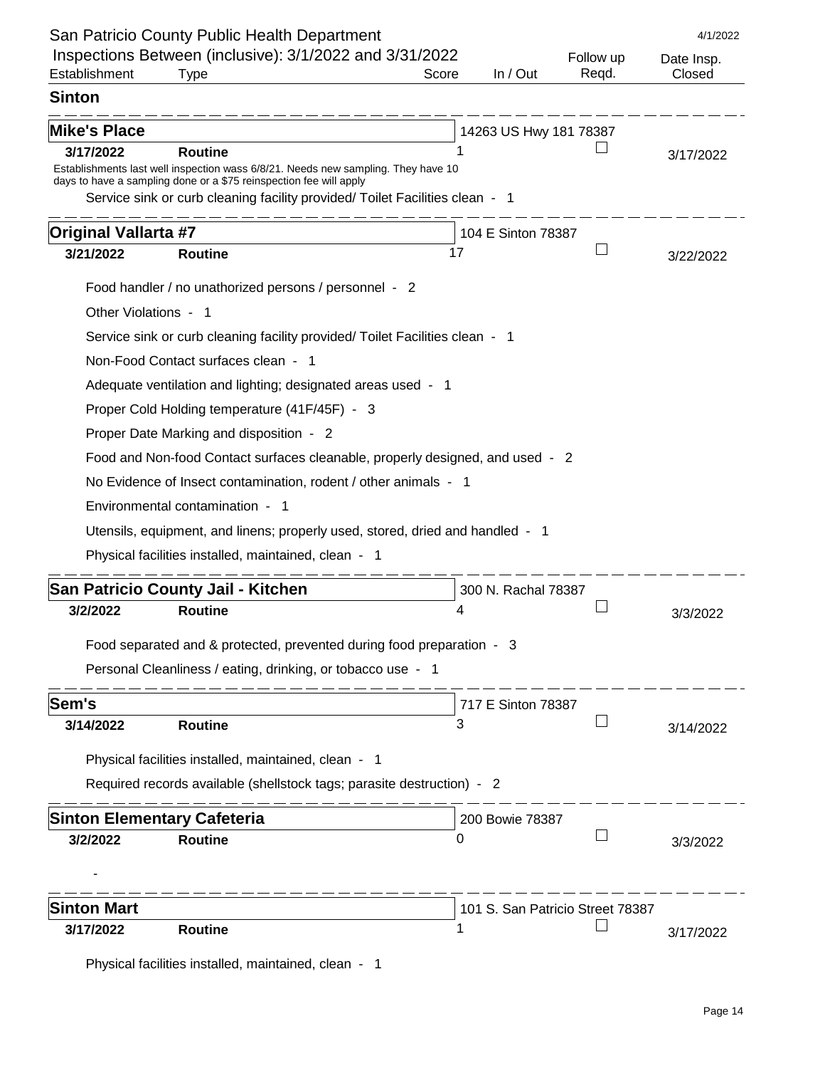San Patricio County Public Health Department

Inspections Between (inclusive): 3/1/2022 and 3/31/2022

4/1/2022

| Establishment | Type | Score | In / Out | Follow up Reqd. | Date Insp. Closed |
|---|---|---|---|---|---|

## Sinton

### Mike's Place

14263 US Hwy 181 78387

| 3/17/2022 | Routine | 1 | | ☐ | 3/17/2022 |
|---|---|---|---|---|---|

Establishments last well inspection wass 6/8/21. Needs new sampling. They have 10 days to have a sampling done or a $75 reinspection fee will apply

- Service sink or curb cleaning facility provided/ Toilet Facilities clean - 1

### Original Vallarta #7

104 E Sinton 78387

| 3/21/2022 | Routine | 17 | | ☐ | 3/22/2022 |
|---|---|---|---|---|---|

- Food handler / no unathorized persons / personnel - 2
- Other Violations - 1
- Service sink or curb cleaning facility provided/ Toilet Facilities clean - 1
- Non-Food Contact surfaces clean - 1
- Adequate ventilation and lighting; designated areas used - 1
- Proper Cold Holding temperature (41F/45F) - 3
- Proper Date Marking and disposition - 2
- Food and Non-food Contact surfaces cleanable, properly designed, and used - 2
- No Evidence of Insect contamination, rodent / other animals - 1
- Environmental contamination - 1
- Utensils, equipment, and linens; properly used, stored, dried and handled - 1
- Physical facilities installed, maintained, clean - 1

### San Patricio County Jail - Kitchen

300 N. Rachal 78387

| 3/2/2022 | Routine | 4 | | ☐ | 3/3/2022 |
|---|---|---|---|---|---|

- Food separated and & protected, prevented during food preparation - 3
- Personal Cleanliness / eating, drinking, or tobacco use - 1

### Sem's

717 E Sinton 78387

| 3/14/2022 | Routine | 3 | | ☐ | 3/14/2022 |
|---|---|---|---|---|---|

- Physical facilities installed, maintained, clean - 1
- Required records available (shellstock tags; parasite destruction) - 2

### Sinton Elementary Cafeteria

200 Bowie 78387

| 3/2/2022 | Routine | 0 | | ☐ | 3/3/2022 |
|---|---|---|---|---|---|

-

### Sinton Mart

101 S. San Patricio Street 78387

| 3/17/2022 | Routine | 1 | | ☐ | 3/17/2022 |
|---|---|---|---|---|---|

- Physical facilities installed, maintained, clean - 1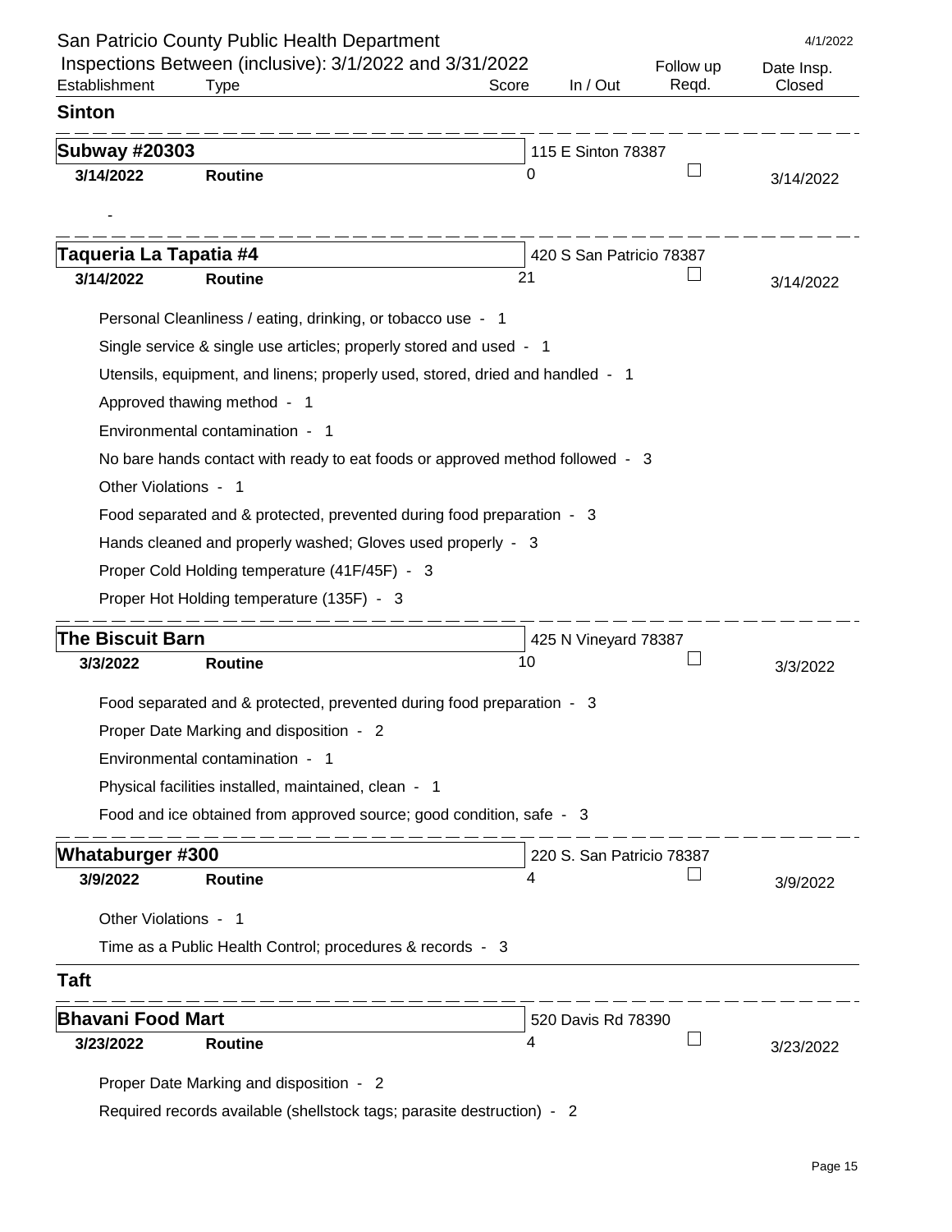San Patricio County Public Health Department

Inspections Between (inclusive): 3/1/2022 and 3/31/2022

4/1/2022

| Establishment | Type | Score | In / Out | Follow up Reqd. | Date Insp. Closed |
|---|---|---|---|---|---|

## Sinton

**Subway #20303** — 115 E Sinton 78387

| 3/14/2022 | Routine | 0 | | ☐ | 3/14/2022 |
|---|---|---|---|---|---|

-

**Taqueria La Tapatia #4** — 420 S San Patricio 78387

| 3/14/2022 | Routine | 21 | | ☐ | 3/14/2022 |
|---|---|---|---|---|---|

- Personal Cleanliness / eating, drinking, or tobacco use - 1
- Single service & single use articles; properly stored and used - 1
- Utensils, equipment, and linens; properly used, stored, dried and handled - 1
- Approved thawing method - 1
- Environmental contamination - 1
- No bare hands contact with ready to eat foods or approved method followed - 3
- Other Violations - 1
- Food separated and & protected, prevented during food preparation - 3
- Hands cleaned and properly washed; Gloves used properly - 3
- Proper Cold Holding temperature (41F/45F) - 3
- Proper Hot Holding temperature (135F) - 3

**The Biscuit Barn** — 425 N Vineyard 78387

| 3/3/2022 | Routine | 10 | | ☐ | 3/3/2022 |
|---|---|---|---|---|---|

- Food separated and & protected, prevented during food preparation - 3
- Proper Date Marking and disposition - 2
- Environmental contamination - 1
- Physical facilities installed, maintained, clean - 1
- Food and ice obtained from approved source; good condition, safe - 3

**Whataburger #300** — 220 S. San Patricio 78387

| 3/9/2022 | Routine | 4 | | ☐ | 3/9/2022 |
|---|---|---|---|---|---|

- Other Violations - 1
- Time as a Public Health Control; procedures & records - 3

## Taft

**Bhavani Food Mart** — 520 Davis Rd 78390

| 3/23/2022 | Routine | 4 | | ☐ | 3/23/2022 |
|---|---|---|---|---|---|

- Proper Date Marking and disposition - 2
- Required records available (shellstock tags; parasite destruction) - 2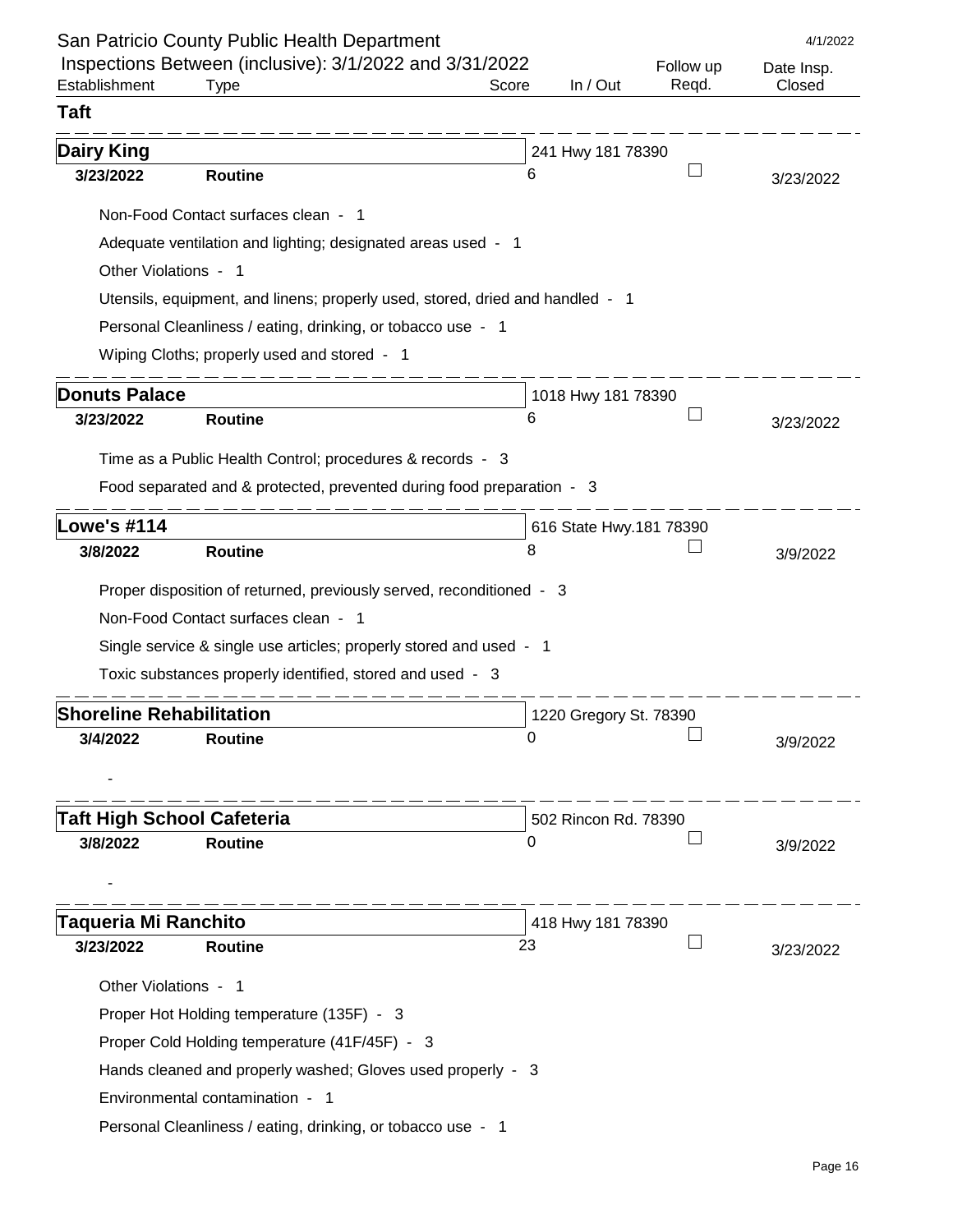San Patricio County Public Health Department

Inspections Between (inclusive): 3/1/2022 and 3/31/2022

4/1/2022

| Establishment | Type | Score | In / Out | Follow up Reqd. | Date Insp. Closed |
|---|---|---|---|---|---|

## Taft

### Dairy King

241 Hwy 181 78390

| Date | Type | Score | Follow up Reqd. | Date Insp. Closed |
|---|---|---|---|---|
| 3/23/2022 | Routine | 6 | ☐ | 3/23/2022 |

- Non-Food Contact surfaces clean - 1
- Adequate ventilation and lighting; designated areas used - 1
- Other Violations - 1
- Utensils, equipment, and linens; properly used, stored, dried and handled - 1
- Personal Cleanliness / eating, drinking, or tobacco use - 1
- Wiping Cloths; properly used and stored - 1

### Donuts Palace

1018 Hwy 181 78390

| Date | Type | Score | Follow up Reqd. | Date Insp. Closed |
|---|---|---|---|---|
| 3/23/2022 | Routine | 6 | ☐ | 3/23/2022 |

- Time as a Public Health Control; procedures & records - 3
- Food separated and & protected, prevented during food preparation - 3

### Lowe's #114

616 State Hwy.181 78390

| Date | Type | Score | Follow up Reqd. | Date Insp. Closed |
|---|---|---|---|---|
| 3/8/2022 | Routine | 8 | ☐ | 3/9/2022 |

- Proper disposition of returned, previously served, reconditioned - 3
- Non-Food Contact surfaces clean - 1
- Single service & single use articles; properly stored and used - 1
- Toxic substances properly identified, stored and used - 3

### Shoreline Rehabilitation

1220 Gregory St. 78390

| Date | Type | Score | Follow up Reqd. | Date Insp. Closed |
|---|---|---|---|---|
| 3/4/2022 | Routine | 0 | ☐ | 3/9/2022 |

-

### Taft High School Cafeteria

502 Rincon Rd. 78390

| Date | Type | Score | Follow up Reqd. | Date Insp. Closed |
|---|---|---|---|---|
| 3/8/2022 | Routine | 0 | ☐ | 3/9/2022 |

-

### Taqueria Mi Ranchito

418 Hwy 181 78390

| Date | Type | Score | Follow up Reqd. | Date Insp. Closed |
|---|---|---|---|---|
| 3/23/2022 | Routine | 23 | ☐ | 3/23/2022 |

- Other Violations - 1
- Proper Hot Holding temperature (135F) - 3
- Proper Cold Holding temperature (41F/45F) - 3
- Hands cleaned and properly washed; Gloves used properly - 3
- Environmental contamination - 1
- Personal Cleanliness / eating, drinking, or tobacco use - 1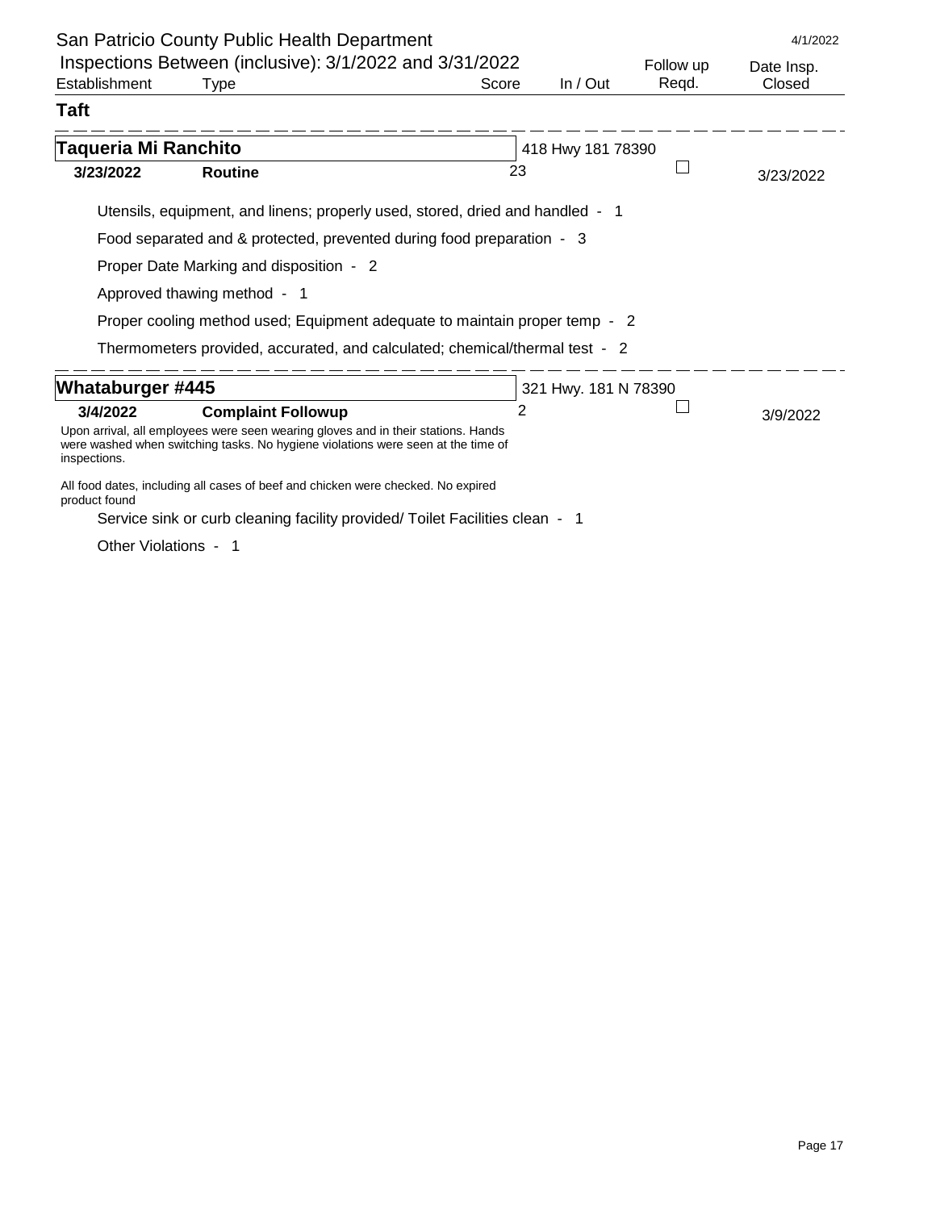San Patricio County Public Health Department

4/1/2022

Inspections Between (inclusive): 3/1/2022 and 3/31/2022

| Establishment | Type | Score | In / Out | Follow up Reqd. | Date Insp. Closed |
| --- | --- | --- | --- | --- | --- |

## Taft

**Taqueria Mi Ranchito** — 418 Hwy 181 78390

| Date | Type | Score | Follow up Reqd. | Date Insp. Closed |
| --- | --- | --- | --- | --- |
| **3/23/2022** | **Routine** | 23 | ☐ | 3/23/2022 |

Utensils, equipment, and linens; properly used, stored, dried and handled - 1

Food separated and & protected, prevented during food preparation - 3

Proper Date Marking and disposition - 2

Approved thawing method - 1

Proper cooling method used; Equipment adequate to maintain proper temp - 2

Thermometers provided, accurated, and calculated; chemical/thermal test - 2

**Whataburger #445** — 321 Hwy. 181 N 78390

| Date | Type | Score | Follow up Reqd. | Date Insp. Closed |
| --- | --- | --- | --- | --- |
| **3/4/2022** | **Complaint Followup** | 2 | ☐ | 3/9/2022 |

Upon arrival, all employees were seen wearing gloves and in their stations. Hands were washed when switching tasks. No hygiene violations were seen at the time of inspections.

All food dates, including all cases of beef and chicken were checked. No expired product found

Service sink or curb cleaning facility provided/ Toilet Facilities clean - 1

Other Violations - 1